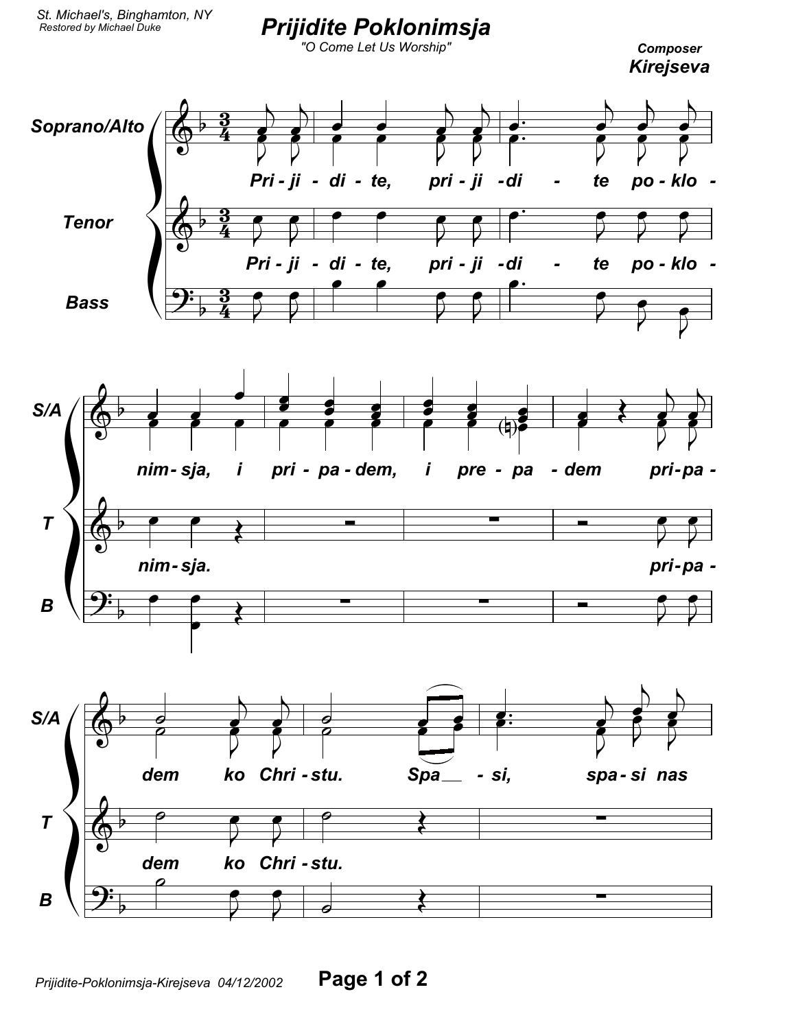St. Michael's, Binghamton, NY
Restored by Michael Duke

# Prijidite Poklonimsja

*"O Come Let Us Worship"*

**Composer**
**Kirejseva**

Soprano/Alto

Tenor

Bass

*Pri - ji - di - te, pri - ji - di - te po - klo - nim - sja, i pri - pa - dem, i pre - pa - dem pri - pa - dem ko Chri - stu. Spa - si, spa - si nas*

*Pri - ji - di - te, pri - ji - di - te po - klo - nim - sja. pri - pa - dem ko Chri - stu.*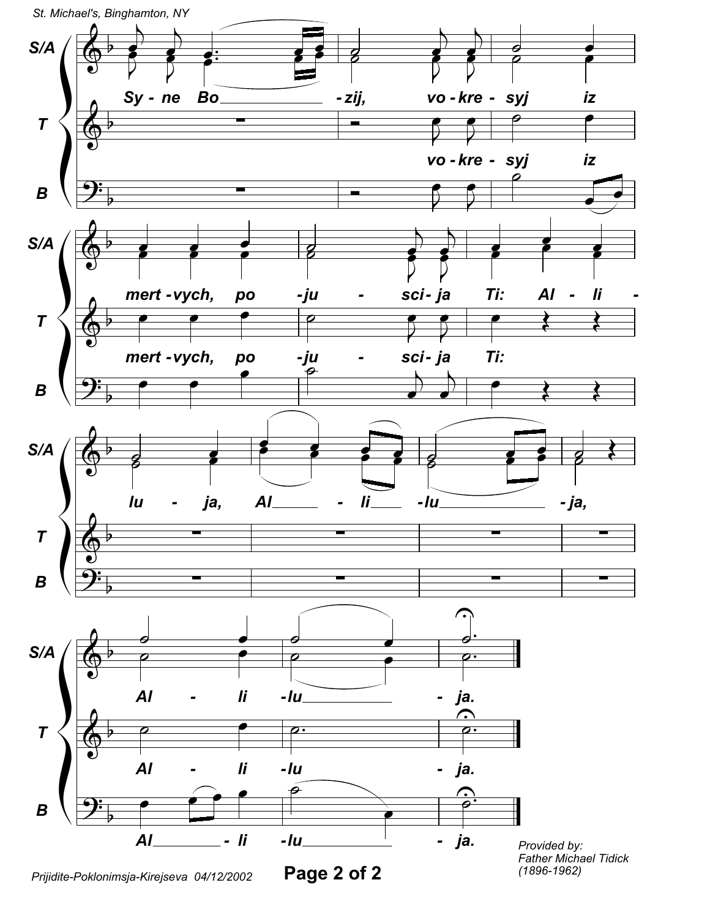S/A

T

B

Sy - ne Bo - zij, vo - kre - syj iz

vo - kre - syj iz

mert - vych, po - ju - sci - ja Ti: Al - li -

mert - vych, po - ju - sci - ja Ti:

lu - ja, Al - li - lu - ja,

Al - li - lu - ja.

Al - li - lu - ja.

Al - li - lu - ja.

Provided by:
Father Michael Tidick
(1896-1962)

Prijidite-Poklonimsja-Kirejseva 04/12/2002